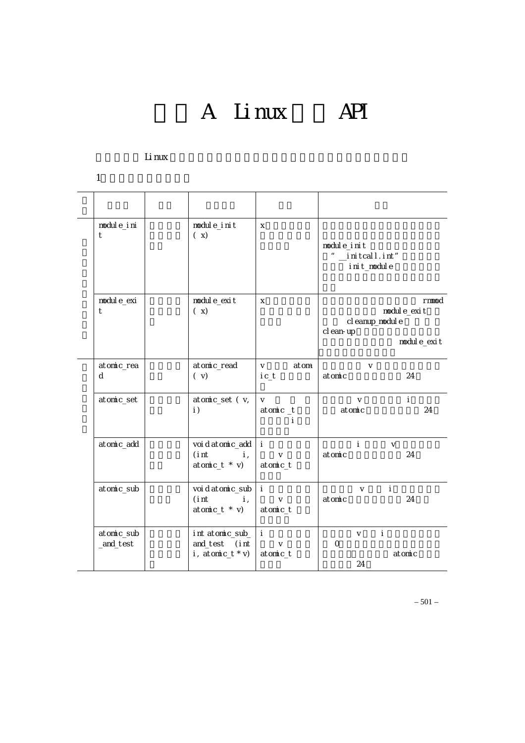# A Linux API

Linux

1

| | | | | | |
|---|---|---|---|---|---|
| | | | | | |
| | module_init | | module_init ( x) | x | module_init " __initcall.int" init_module |
| | module_exit | | module_exit ( x) | x | rmmod module_exit cleanup_module clean-up module_exit |
| | atomic_read | | atomic_read ( v) | v atomic_t | v atomic 24 |
| | atomic_set | | atomic_set ( v, i) | v atomic _t i | v i atomic 24 |
| | atomic_add | | void atomic_add (int i, atomic_t * v) | i v atomic_t | i v atomic 24 |
| | atomic_sub | | void atomic_sub (int i, atomic_t * v) | i v atomic_t | v i atomic 24 |
| | atomic_sub_and_test | | int atomic_sub_and_test (int i, atomic_t * v) | i v atomic_t | v i 0 atomic 24 |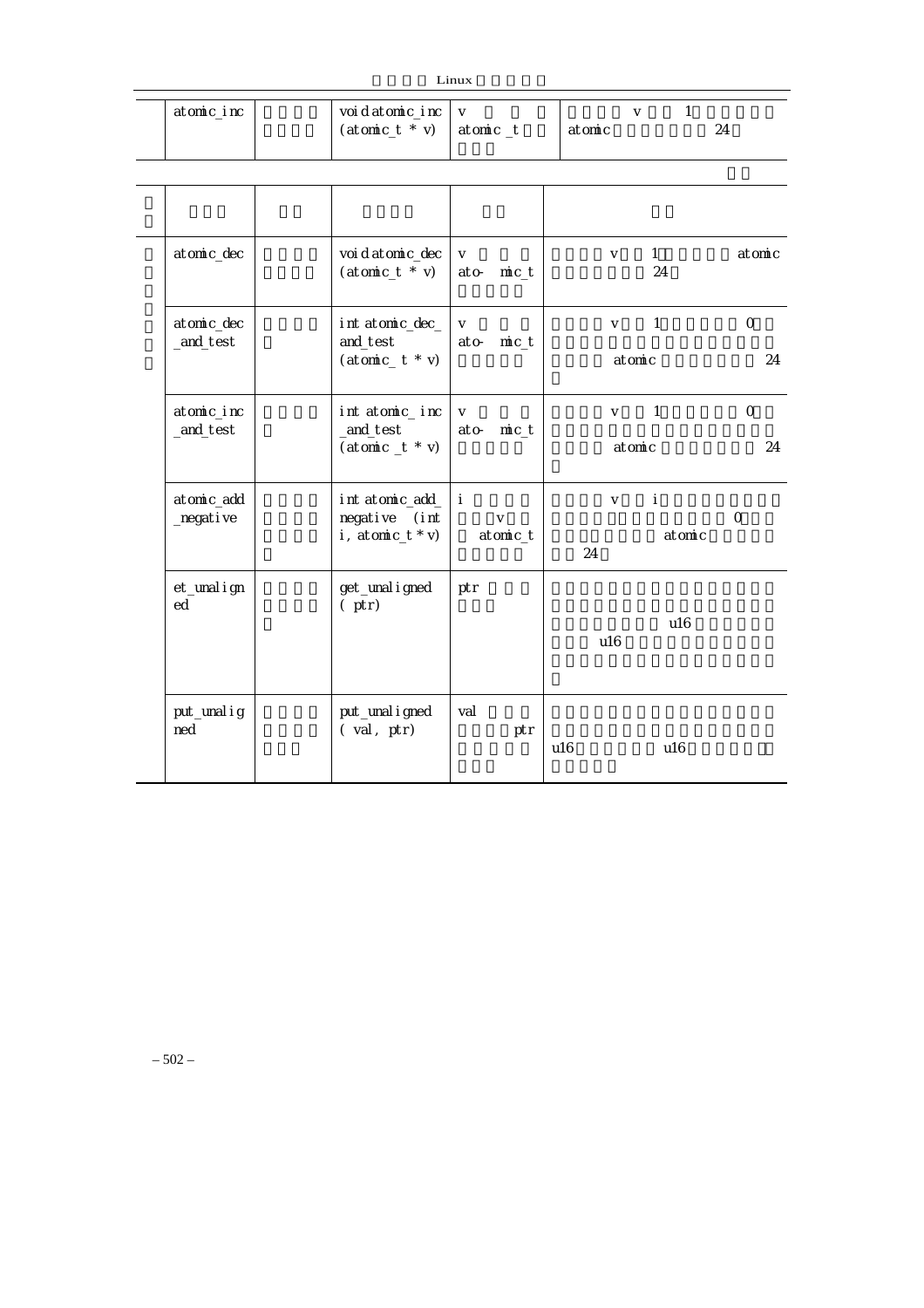| | atomic_inc | | void atomic_inc (atomic_t * v) | v atomic _t | v 1 atomic 24 |
|---|---|---|---|---|---|

| | | | | | |
|---|---|---|---|---|---|
| | atomic_dec | | void atomic_dec (atomic_t * v) | v ato- mic_t | v 1 atomic 24 |
| | atomic_dec _and_test | | int atomic_dec_ and_test (atomic_ t * v) | v ato- mic_t | v 1 0 atomic 24 |
| | atomic_inc _and_test | | int atomic_ inc _and_test (atomic _t * v) | v ato- mic_t | v 1 0 atomic 24 |
| | atomic_add _negative | | int atomic_add_ negative (int i, atomic_t * v) | i v atomic_t | v i 0 atomic 24 |
| | et_unalign ed | | get_unaligned ( ptr) | ptr | u16 u16 |
| | put_unalig ned | | put_unaligned ( val, ptr) | val ptr | u16 u16 |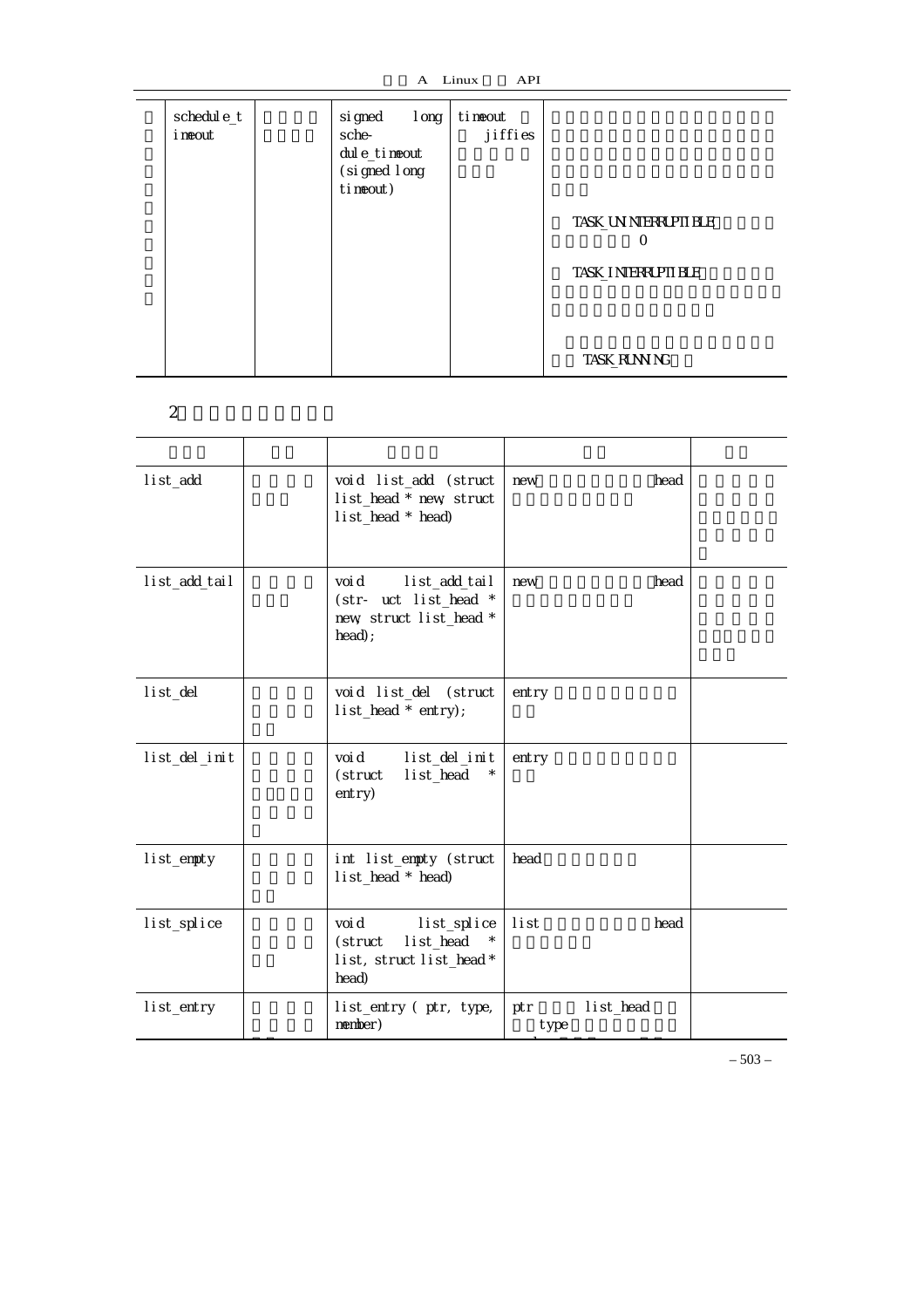| schedule_timeout | | signed long schedule_timeout (signed long timeout) | timeout jiffies | TASK_UNINTERRUPTIBLE 0 TASK_INTERRUPTIBLE TASK_RUNNING |
|---|---|---|---|---|

2

| | | | | |
|---|---|---|---|---|
| list_add | | void list_add (struct list_head * new, struct list_head * head) | new head | |
| list_add_tail | | void list_add_tail (struct list_head * new, struct list_head * head); | new head | |
| list_del | | void list_del (struct list_head * entry); | entry | |
| list_del_init | | void list_del_init (struct list_head * entry) | entry | |
| list_empty | | int list_empty (struct list_head * head) | head | |
| list_splice | | void list_splice (struct list_head * list, struct list_head * head) | list head | |
| list_entry | | list_entry ( ptr, type, member) | ptr list_head type | |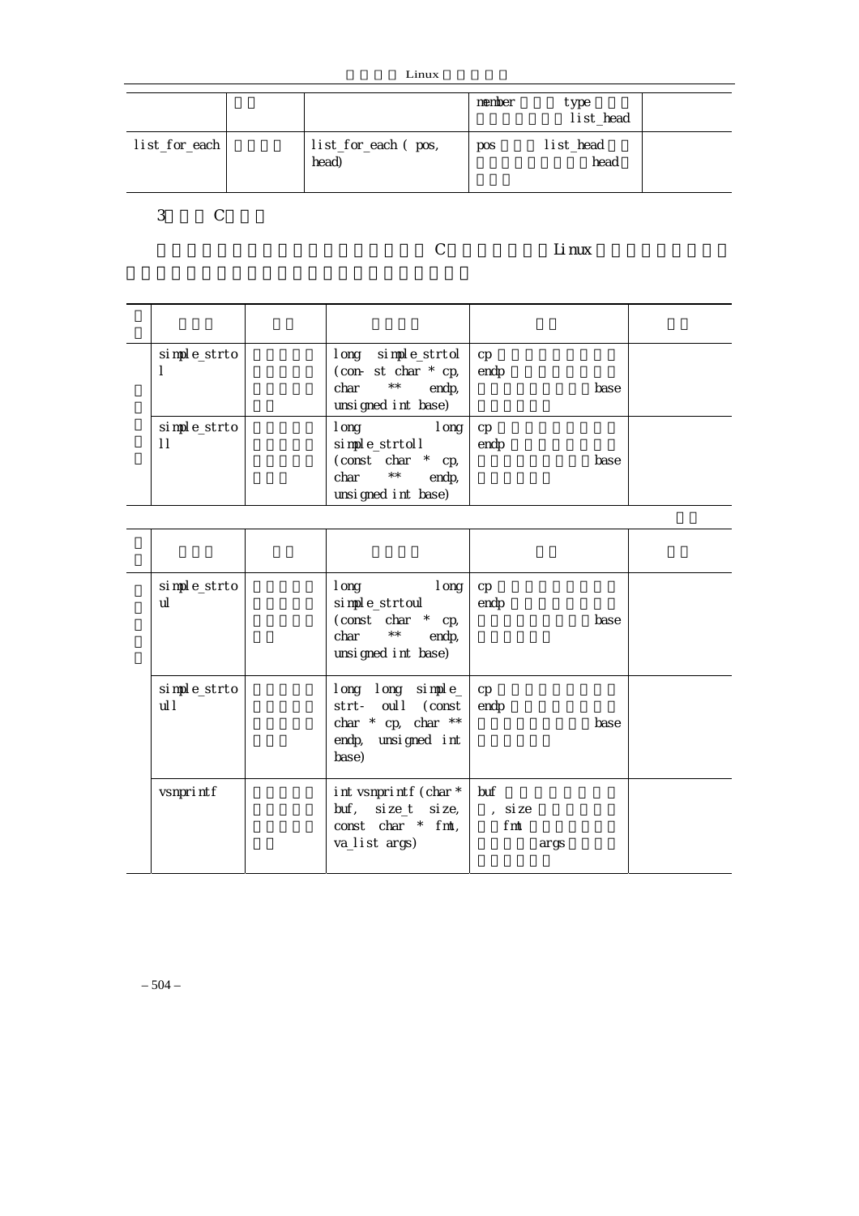| | | | member type list_head | |
|---|---|---|---|---|
| list_for_each | | list_for_each ( pos, head) | pos list_head head | |

3 C

C Linux

| | | | | | |
|---|---|---|---|---|---|
| | simple_strtol | | long simple_strtol (con- st char * cp, char ** endp, unsigned int base) | cp endp base | |
| | simple_strtoll | | long long simple_strtoll (const char * cp, char ** endp, unsigned int base) | cp endp base | |

| | | | | | |
|---|---|---|---|---|---|
| | simple_strtoul | | long long simple_strtoul (const char * cp, char ** endp, unsigned int base) | cp endp base | |
| | simple_strtoull | | long long simple_strt- oull (const char * cp, char ** endp, unsigned int base) | cp endp base | |
| | vsnprintf | | int vsnprintf (char * buf, size_t size, const char * fmt, va_list args) | buf , size fmt args | |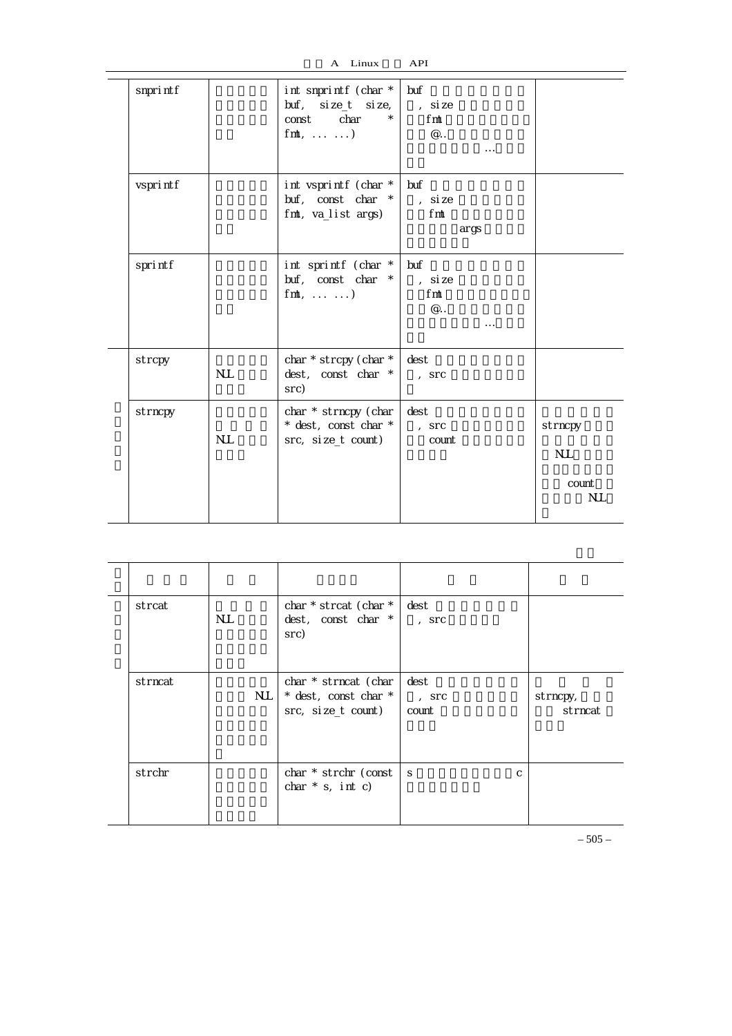| | snprintf | | int snprintf (char * buf, size_t size, const char * fmt, ... ...) | buf<br>, size<br>fmt<br>@..<br>… | |
|---|---|---|---|---|---|
| | vsprintf | | int vsprintf (char * buf, const char * fmt, va_list args) | buf<br>, size<br>fmt<br>args | |
| | sprintf | | int sprintf (char * buf, const char * fmt, ... ...) | buf<br>, size<br>fmt<br>@..<br>… | |
| | strcpy | NUL | char * strcpy (char * dest, const char * src) | dest<br>, src | |
| | strncpy | NUL | char * strncpy (char * dest, const char * src, size_t count) | dest<br>, src<br>count | strncpy<br>NUL<br>count<br>NUL |

| | | | | | |
|---|---|---|---|---|---|
| | strcat | NUL | char * strcat (char * dest, const char * src) | dest<br>, src | |
| | strncat | NUL | char * strncat (char * dest, const char * src, size_t count) | dest<br>, src<br>count | strncpy,<br>strncat |
| | strchr | | char * strchr (const char * s, int c) | s c | |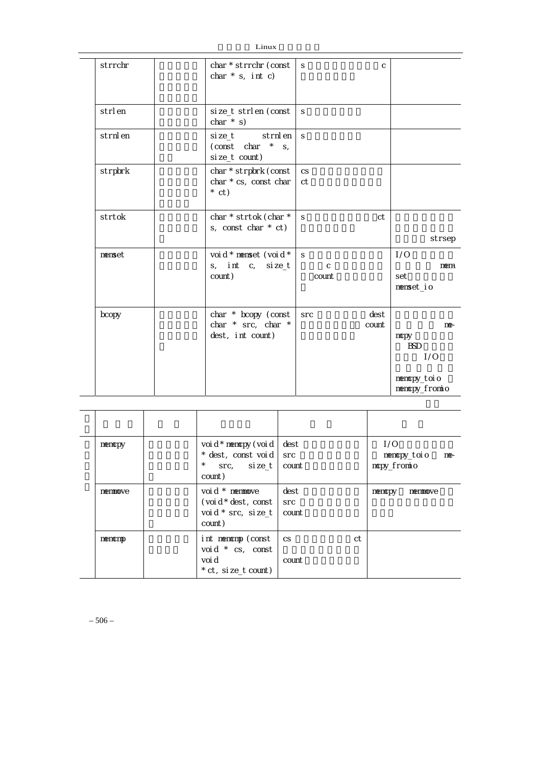| strrchr | | char * strrchr (const char * s, int c) | s c | |
|---|---|---|---|---|
| strlen | | size_t strlen (const char * s) | s | |
| strnlen | | size_t strnlen (const char * s, size_t count) | s | |
| strpbrk | | char * strpbrk (const char * cs, const char * ct) | cs ct | |
| strtok | | char * strtok (char * s, const char * ct) | s ct | strsep |
| memset | | void * memset (void * s, int c, size_t count) | s c count | I/O memset memset_io |
| bcopy | | char * bcopy (const char * src, char * dest, int count) | src dest count | memcpy BSD I/O memcpy_toio memcpy_fromio |

| | | | | |
|---|---|---|---|---|
| memcpy | | void * memcpy (void * dest, const void * src, size_t count) | dest src count | I/O memcpy_toio memcpy_fromio |
| memmove | | void * memmove (void * dest, const void * src, size_t count) | dest src count | memcpy memmove |
| memcmp | | int memcmp (const void * cs, const void * ct, size_t count) | cs ct count | |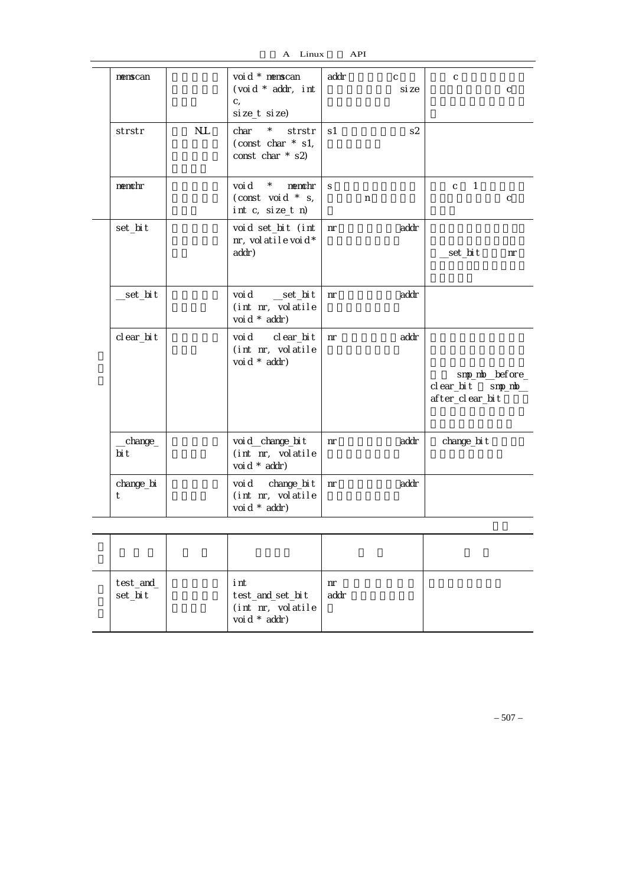| | memscan | | void * memscan (void * addr, int c, size_t size) | addr c size | c c |
|---|---|---|---|---|---|
| | strstr | NUL | char * strstr (const char * s1, const char * s2) | s1 s2 | |
| | memchr | | void * memchr (const void * s, int c, size_t n) | s n | c 1 c |
| | set_bit | | void set_bit (int nr, volatile void * addr) | nr addr | __set_bit nr |
| | __set_bit | | void __set_bit (int nr, volatile void * addr) | nr addr | |
| | clear_bit | | void clear_bit (int nr, volatile void * addr) | nr addr | smp_mb__before_clear_bit smp_mb__after_clear_bit |
| | __change_bit | | void __change_bit (int nr, volatile void * addr) | nr addr | change_bit |
| | change_bit | | void change_bit (int nr, volatile void * addr) | nr addr | |

| | | | | | |
|---|---|---|---|---|---|
| | test_and_set_bit | | int test_and_set_bit (int nr, volatile void * addr) | nr addr | |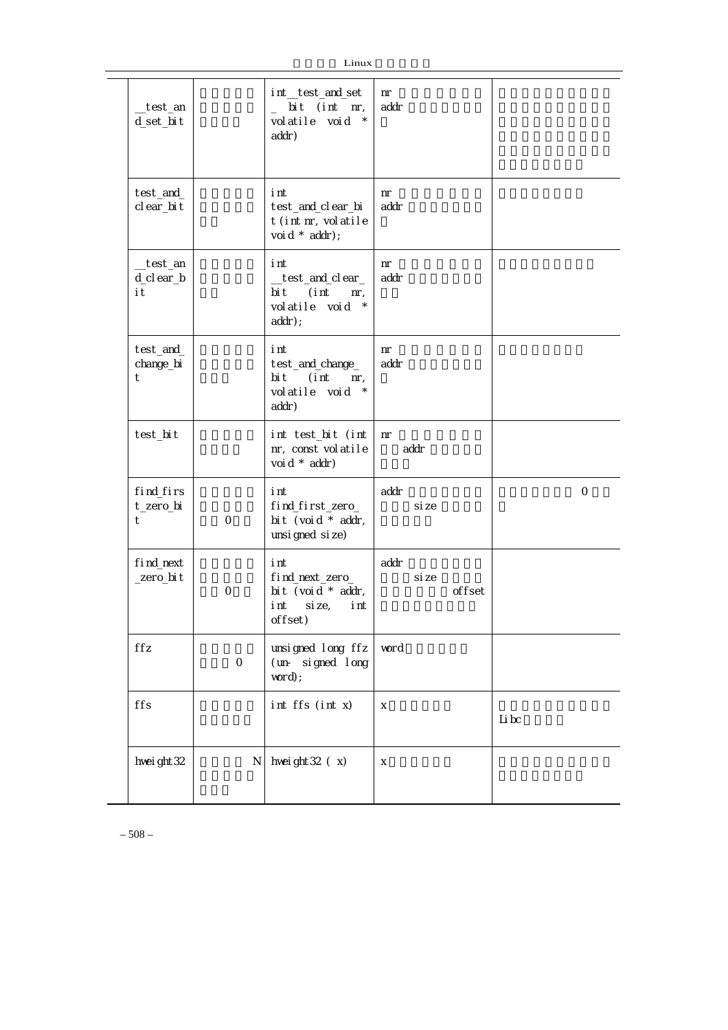| | | | | |
|---|---|---|---|---|
| __test_and_set_bit | | int __test_and_set_bit (int nr, volatile void * addr) | nr<br>addr | |
| test_and_clear_bit | | int test_and_clear_bit (int nr, volatile void * addr); | nr<br>addr | |
| __test_and_clear_bit | | int __test_and_clear_bit (int nr, volatile void * addr); | nr<br>addr | |
| test_and_change_bit | | int test_and_change_bit (int nr, volatile void * addr) | nr<br>addr | |
| test_bit | | int test_bit (int nr, const volatile void * addr) | nr<br>addr | |
| find_first_zero_bit | 0 | int find_first_zero_bit (void * addr, unsigned size) | addr<br>size | 0 |
| find_next_zero_bit | 0 | int find_next_zero_bit (void * addr, int size, int offset) | addr<br>size<br>offset | |
| ffz | 0 | unsigned long ffz (un- signed long word); | word | |
| ffs | | int ffs (int x) | x | Libc |
| hweight32 | N | hweight32 ( x) | x | |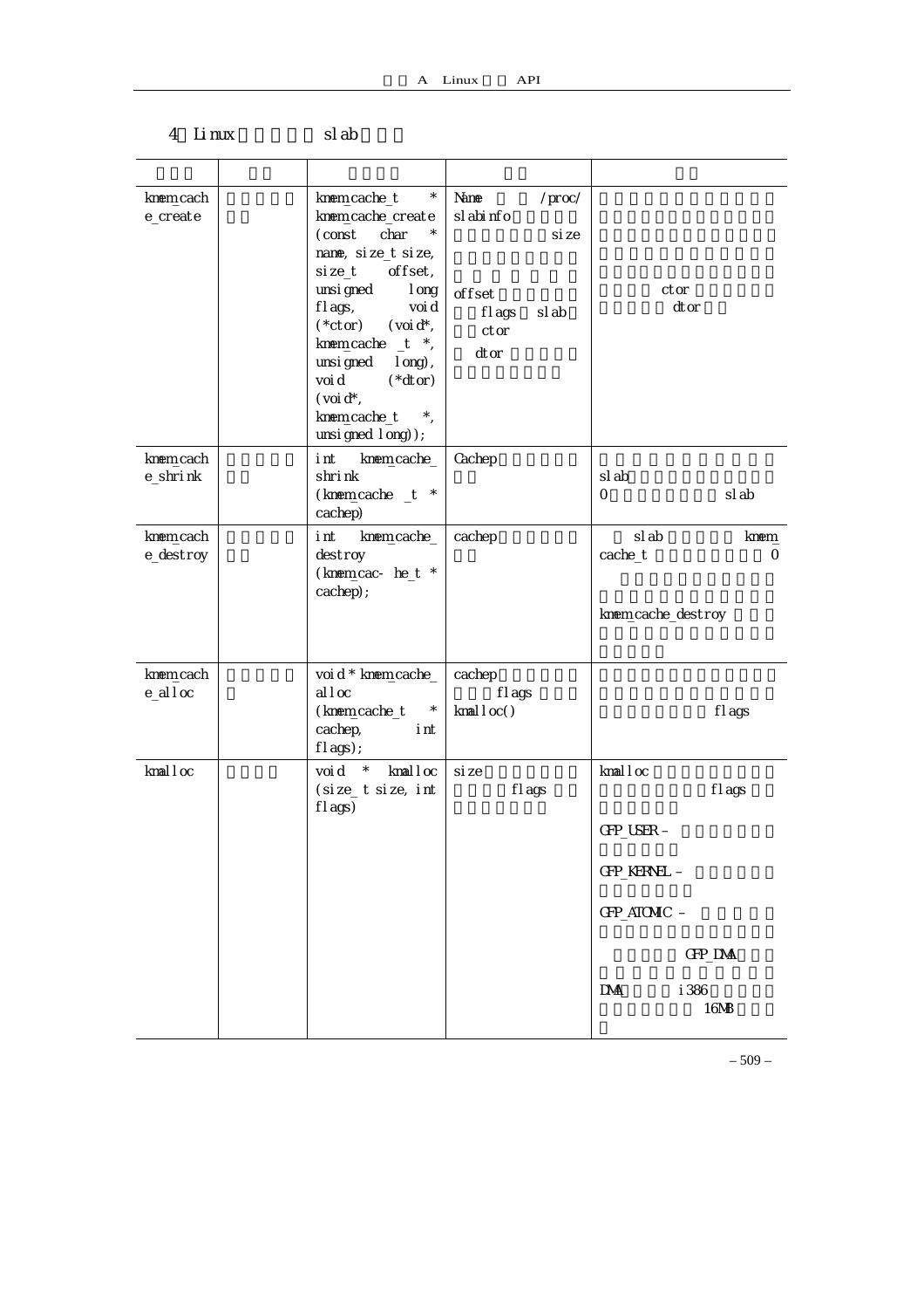4 Linux slab

| | | | | |
|---|---|---|---|---|
| kmem_cache_create | | kmem_cache_t * kmem_cache_create (const char * name, size_t size, size_t offset, unsigned long flags, void (*ctor) (void*, kmem_cache _t *, unsigned long), void (*dtor) (void*, kmem_cache_t *, unsigned long)); | Name /proc/ slabinfo size offset flags slab ctor dtor | ctor dtor |
| kmem_cache_shrink | | int kmem_cache_ shrink (kmem_cache _t * cachep) | Cachep | slab 0 slab |
| kmem_cache_destroy | | int kmem_cache_ destroy (kmem_cac- he_t * cachep); | cachep | slab kmem_ cache_t 0 kmem_cache_destroy |
| kmem_cache_alloc | | void * kmem_cache_ alloc (kmem_cache_t * cachep, int flags); | cachep flags kmalloc() | flags |
| kmalloc | | void * kmalloc (size_ t size, int flags) | size flags | kmalloc flags GFP_USER – GFP_KERNEL – GFP_ATOMIC – GFP_DMA DMA i386 16MB |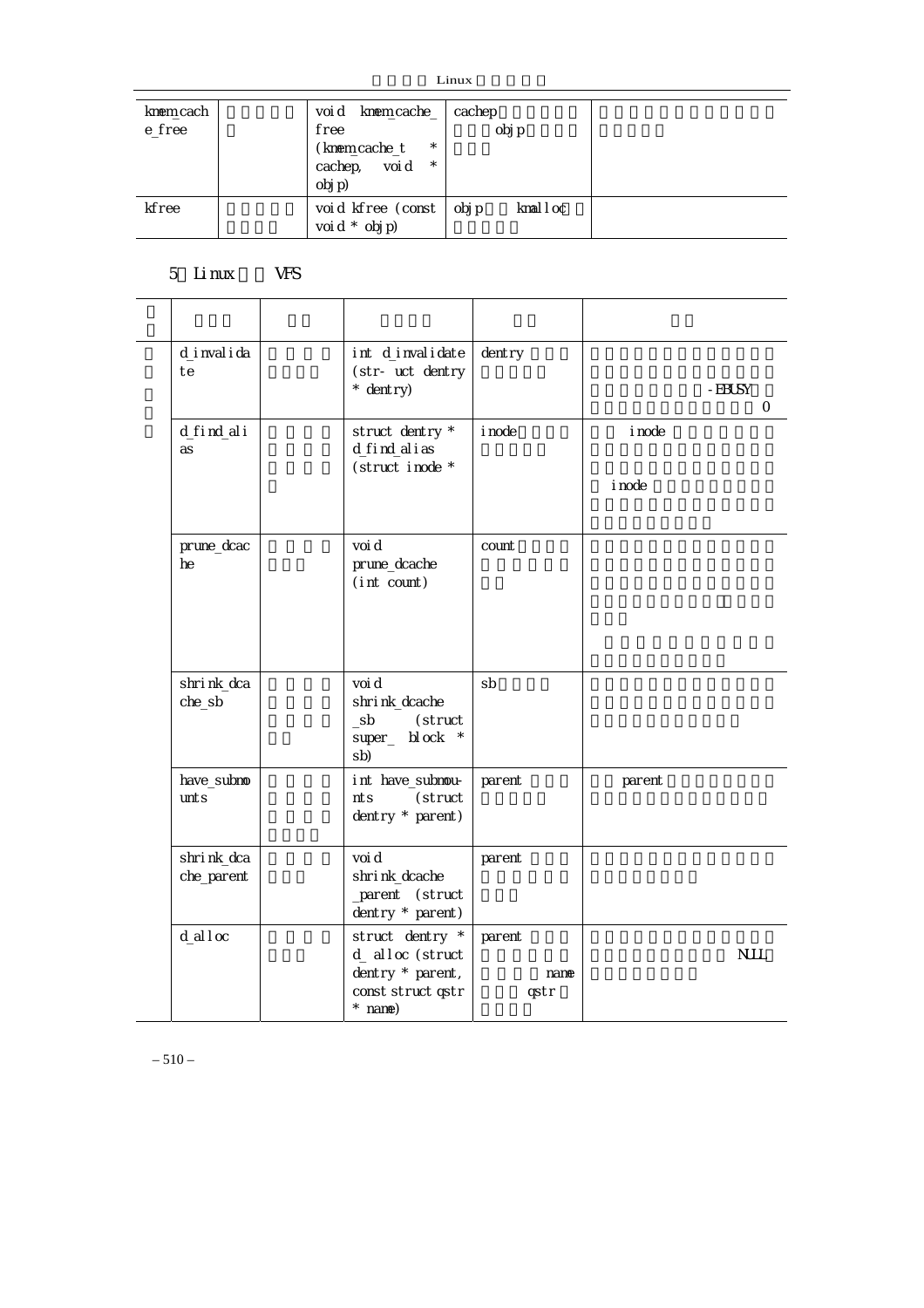| kmem_cache_free | | void kmem_cache_free (kmem_cache_t * cachep, void * objp) | cachep objp | |
|---|---|---|---|---|
| kfree | | void kfree (const void * objp) | objp kmalloc | |

5 Linux VFS

| | | | | | |
|---|---|---|---|---|---|
| | d_invalidate | | int d_invalidate (str- uct dentry * dentry) | dentry | -EBUSY 0 |
| | d_find_alias | | struct dentry * d_find_alias (struct inode * | inode | inode inode |
| | prune_dcache | | void prune_dcache (int count) | count | |
| | shrink_dcache_sb | | void shrink_dcache _sb (struct super_ block * sb) | sb | |
| | have_submounts | | int have_submou- nts (struct dentry * parent) | parent | parent |
| | shrink_dcache_parent | | void shrink_dcache _parent (struct dentry * parent) | parent | |
| | d_alloc | | struct dentry * d_ alloc (struct dentry * parent, const struct qstr * name) | parent name qstr | NULL |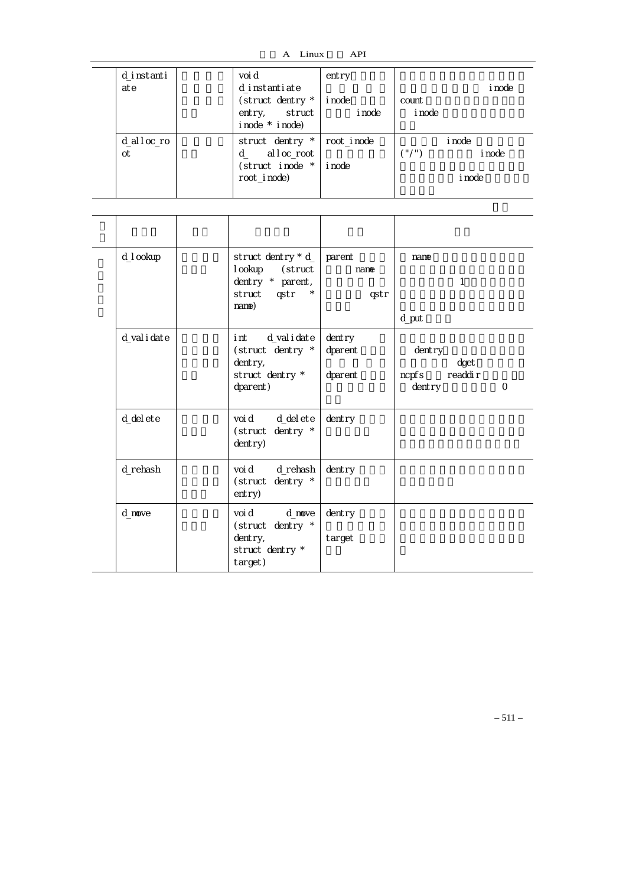| | | | | |
|---|---|---|---|---|
| d_instantiate | | void d_instantiate (struct dentry * entry, struct inode * inode) | entry inode inode | inode count inode |
| d_alloc_root | | struct dentry * d_ alloc_root (struct inode * root_inode) | root_inode inode | inode ("/") inode inode |

| | | | | | |
|---|---|---|---|---|---|
| | | | | | |
| | d_lookup | | struct dentry * d_lookup (struct dentry * parent, struct qstr * name) | parent name qstr | name 1 d_put |
| | d_validate | | int d_validate (struct dentry * dentry, struct dentry * dparent) | dentry dparent dparent | dentry dget ncpfs readdir dentry 0 |
| | d_delete | | void d_delete (struct dentry * dentry) | dentry | |
| | d_rehash | | void d_rehash (struct dentry * entry) | dentry | |
| | d_move | | void d_move (struct dentry * dentry, struct dentry * target) | dentry target | |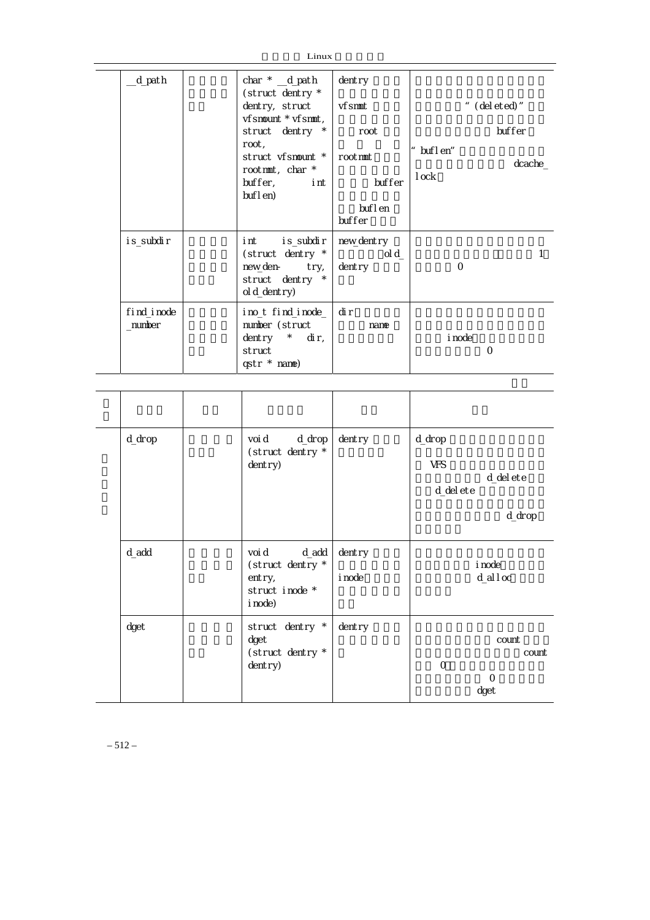| | __d_path | | char * __d_path (struct dentry * dentry, struct vfsmount * vfsmnt, struct dentry * root, struct vfsmount * rootmnt, char * buffer, int buflen) | dentry vfsmnt root rootmnt buffer buflen buffer | " (deleted)" buffer " buflen" dcache_lock |
|---|---|---|---|---|---|
| | is_subdir | | int is_subdir (struct dentry * new_dentry, struct dentry * old_dentry) | new_dentry old_dentry | 1 0 |
| | find_inode_number | | ino_t find_inode_number (struct dentry * dir, struct qstr * name) | dir name | inode 0 |

| | | | | | |
|---|---|---|---|---|---|
| | d_drop | | void d_drop (struct dentry * dentry) | dentry | d_drop VFS d_delete d_delete d_drop |
| | d_add | | void d_add (struct dentry * entry, struct inode * inode) | dentry inode | inode d_alloc |
| | dget | | struct dentry * dget (struct dentry * dentry) | dentry | count count 0 0 dget |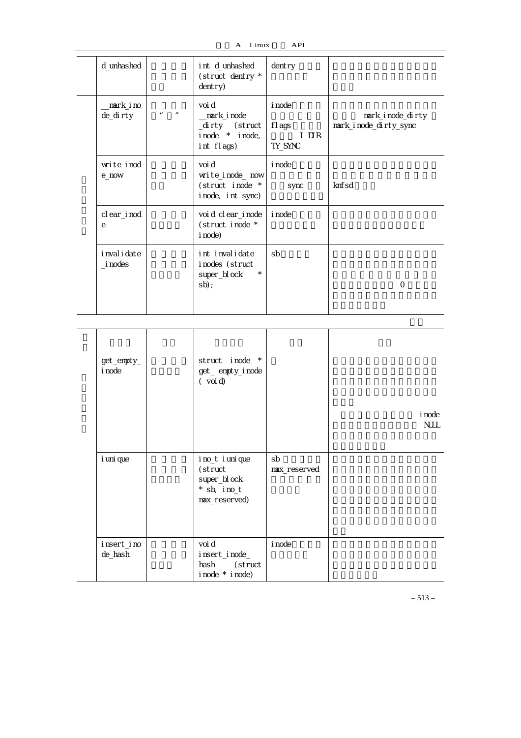| | d_unhashed | | int d_unhashed (struct dentry * dentry) | dentry | |
|---|---|---|---|---|---|
| | __mark_inode_dirty | “ ” | void __mark_inode_dirty (struct inode * inode, int flags) | inode flags I_DIRTY_SYNC | mark_inode_dirty mark_inode_dirty_sync |
| | write_inode_now | | void write_inode_now (struct inode * inode, int sync) | inode sync | knfsd |
| | clear_inode | | void clear_inode (struct inode * inode) | inode | |
| | invalidate_inodes | | int invalidate_inodes (struct super_block * sb); | sb | 0 |

| | | | | | |
|---|---|---|---|---|---|
| | get_empty_inode | | struct inode * get_empty_inode ( void) | | inode NULL |
| | iunique | | ino_t iunique (struct super_block * sb, ino_t max_reserved) | sb max_reserved | |
| | insert_inode_hash | | void insert_inode_hash (struct inode * inode) | inode | |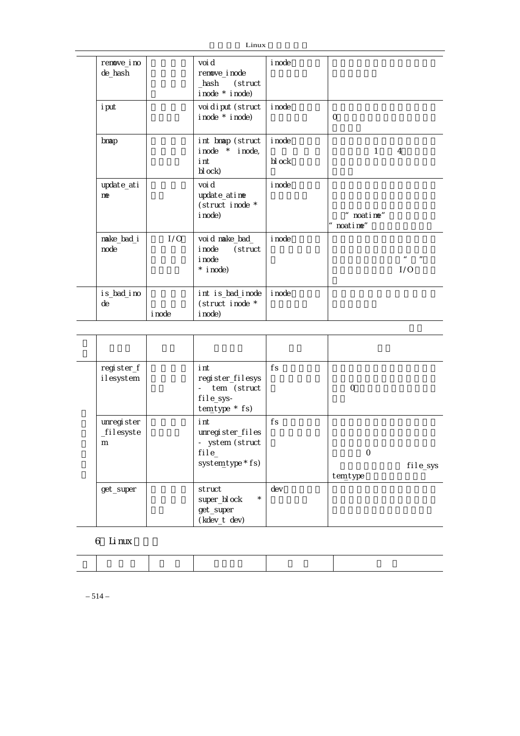| | remove_inode_hash | | void remove_inode_hash (struct inode * inode) | inode | |
|---|---|---|---|---|---|
| | iput | | void iput (struct inode * inode) | inode | 0 |
| | bmap | | int bmap (struct inode * inode, int block) | inode block | 1 4 |
| | update_atime | | void update_atime (struct inode * inode) | inode | " noatime" " noatime" |
| | make_bad_inode | I/O | void make_bad_inode (struct inode * inode) | inode | " " I/O |
| | is_bad_inode | inode | int is_bad_inode (struct inode * inode) | inode | |

| | | | | | |
|---|---|---|---|---|---|
| | register_filesystem | | int register_filesystem (struct file_system_type * fs) | fs | 0 |
| | unregister_filesystem | | int unregister_filesystem (struct file_system_type * fs) | fs | 0 file_system_type |
| | get_super | | struct super_block * get_super (kdev_t dev) | dev | |

6 Linux

| | | | | | |
|---|---|---|---|---|---|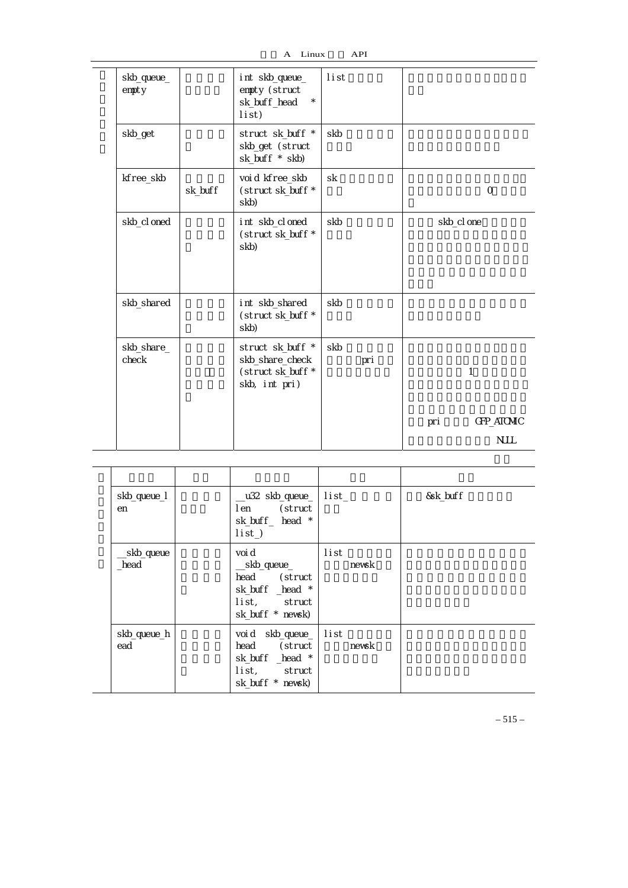| | | | | | |
|---|---|---|---|---|---|
| | skb_queue_empty | | int skb_queue_empty (struct sk_buff_head * list) | list | |
| | skb_get | | struct sk_buff * skb_get (struct sk_buff * skb) | skb | |
| | kfree_skb | sk_buff | void kfree_skb (struct sk_buff * skb) | sk | 0 |
| | skb_cloned | | int skb_cloned (struct sk_buff * skb) | skb | skb_clone |
| | skb_shared | | int skb_shared (struct sk_buff * skb) | skb | |
| | skb_share_check | | struct sk_buff * skb_share_check (struct sk_buff * skb, int pri) | skb pri | 1 pri GFP_ATOMIC NULL |

| | | | | | |
|---|---|---|---|---|---|
| | skb_queue_len | | __u32 skb_queue_len (struct sk_buff_head * list_) | list_ | &sk_buff |
| | __skb_queue_head | | void __skb_queue_head (struct sk_buff_head * list, struct sk_buff * newsk) | list newsk | |
| | skb_queue_head | | void skb_queue_head (struct sk_buff_head * list, struct sk_buff * newsk) | list newsk | |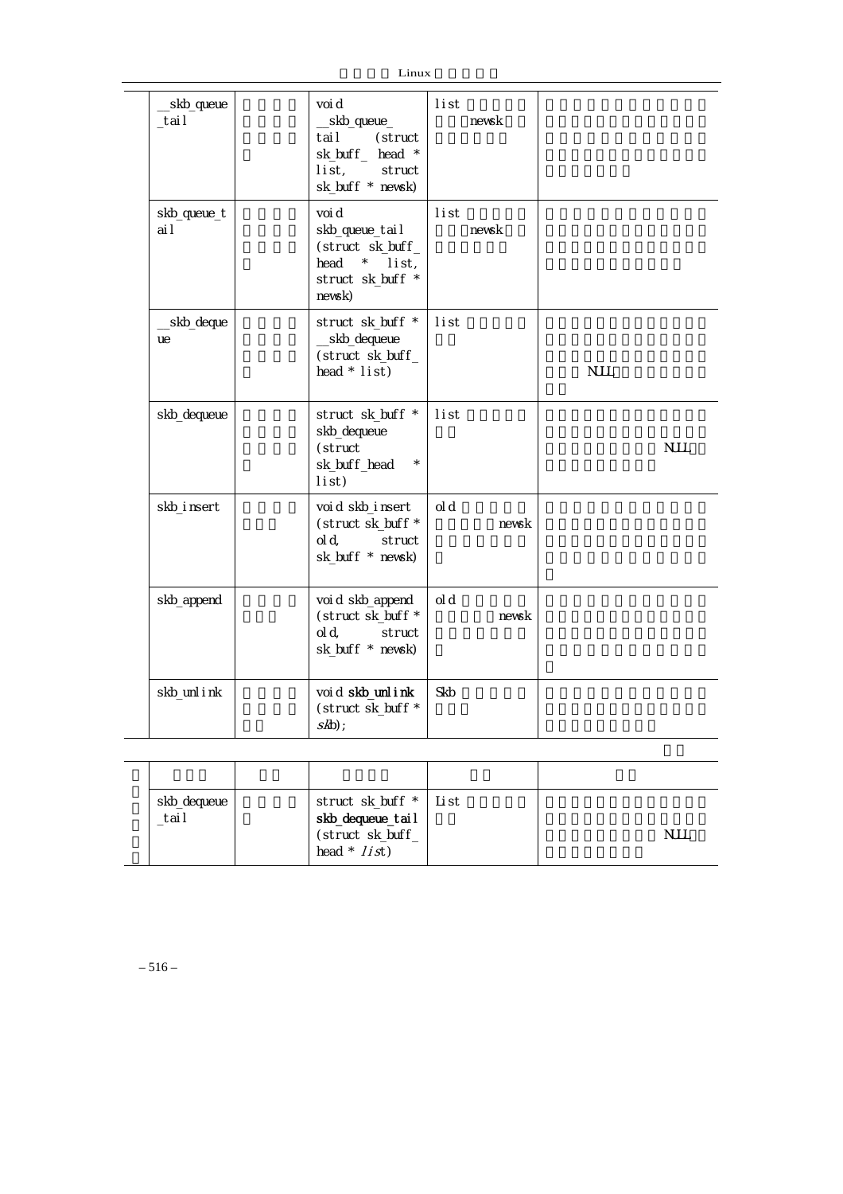| | | | | |
|---|---|---|---|---|
| __skb_queue_tail | | void __skb_queue_tail (struct sk_buff_ head * list, struct sk_buff * newsk) | list newsk | |
| skb_queue_tail | | void skb_queue_tail (struct sk_buff_ head * list, struct sk_buff * newsk) | list newsk | |
| __skb_dequeue | | struct sk_buff * __skb_dequeue (struct sk_buff_ head * list) | list | NULL |
| skb_dequeue | | struct sk_buff * skb_dequeue (struct sk_buff_head * list) | list | NULL |
| skb_insert | | void skb_insert (struct sk_buff * old, struct sk_buff * newsk) | old newsk | |
| skb_append | | void skb_append (struct sk_buff * old, struct sk_buff * newsk) | old newsk | |
| skb_unlink | | void **skb_unlink** (struct sk_buff * *skb*); | Skb | |

| | | | | |
|---|---|---|---|---|
| skb_dequeue_tail | | struct sk_buff * **skb_dequeue_tail** (struct sk_buff_ head * *list*) | List | NULL |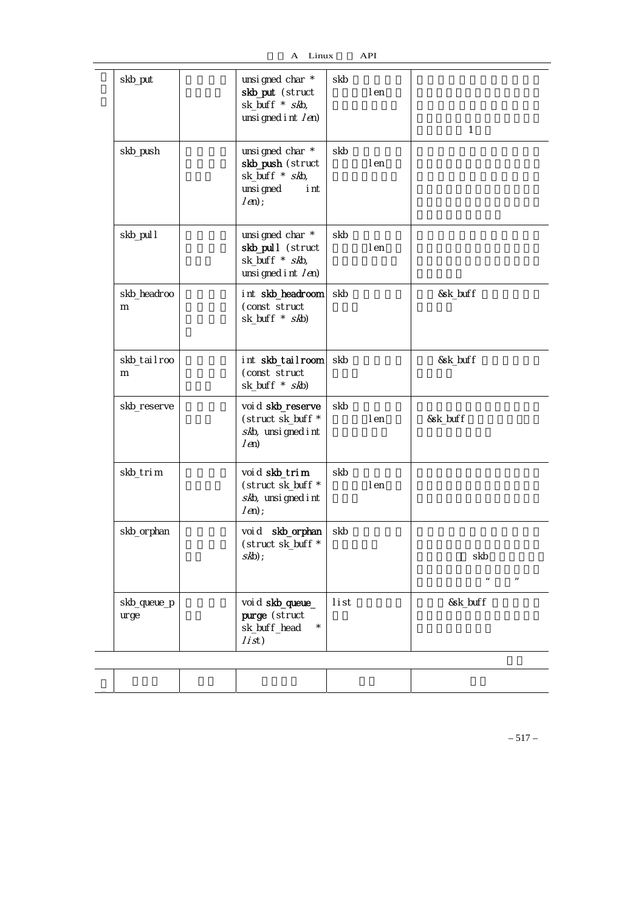| skb_put | | unsigned char * **skb_put** (struct sk_buff * *skb*, unsigned int *len*) | skb len | 1 |
|---|---|---|---|---|
| skb_push | | unsigned char * **skb_push** (struct sk_buff * *skb*, unsigned int *len*); | skb len | |
| skb_pull | | unsigned char * **skb_pull** (struct sk_buff * *skb*, unsigned int *len*) | skb len | |
| skb_headroom | | int **skb_headroom** (const struct sk_buff * *skb*) | skb | &sk_buff |
| skb_tailroom | | int **skb_tailroom** (const struct sk_buff * *skb*) | skb | &sk_buff |
| skb_reserve | | void **skb_reserve** (struct sk_buff * *skb*, unsigned int *len*) | skb len | &sk_buff |
| skb_trim | | void **skb_trim** (struct sk_buff * *skb*, unsigned int *len*); | skb len | |
| skb_orphan | | void **skb_orphan** (struct sk_buff * *skb*); | skb | skb " " |
| skb_queue_purge | | void **skb_queue_purge** (struct sk_buff_head * *list*) | list | &sk_buff |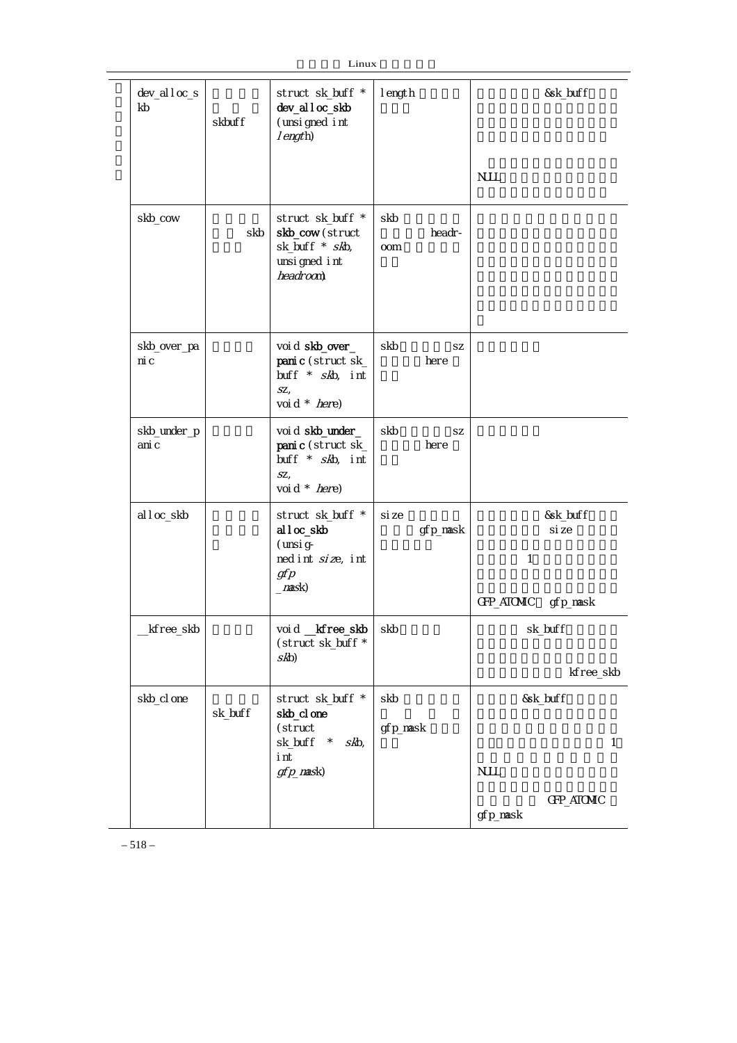| dev_alloc_skb | skbuff | struct sk_buff * **dev_alloc_skb** (unsigned int *length*) | length | &sk_buff NULL |
| --- | --- | --- | --- | --- |
| skb_cow | skb | struct sk_buff * **skb_cow** (struct sk_buff * *skb*, unsigned int *headroom*) | skb headroom | |
| skb_over_panic | | void **skb_over_panic** (struct sk_buff * *skb*, int *sz*, void * *here*) | skb sz here | |
| skb_under_panic | | void **skb_under_panic** (struct sk_buff * *skb*, int *sz*, void * *here*) | skb sz here | |
| alloc_skb | | struct sk_buff * **alloc_skb** (unsigned int *size*, int *gfp_mask*) | size gfp_mask | &sk_buff size 1 GFP_ATOMIC gfp_mask |
| __kfree_skb | | void **__kfree_skb** (struct sk_buff * *skb*) | skb | sk_buff kfree_skb |
| skb_clone | sk_buff | struct sk_buff * **skb_clone** (struct sk_buff * *skb*, int *gfp_mask*) | skb gfp_mask | &sk_buff 1 NULL GFP_ATOMIC gfp_mask |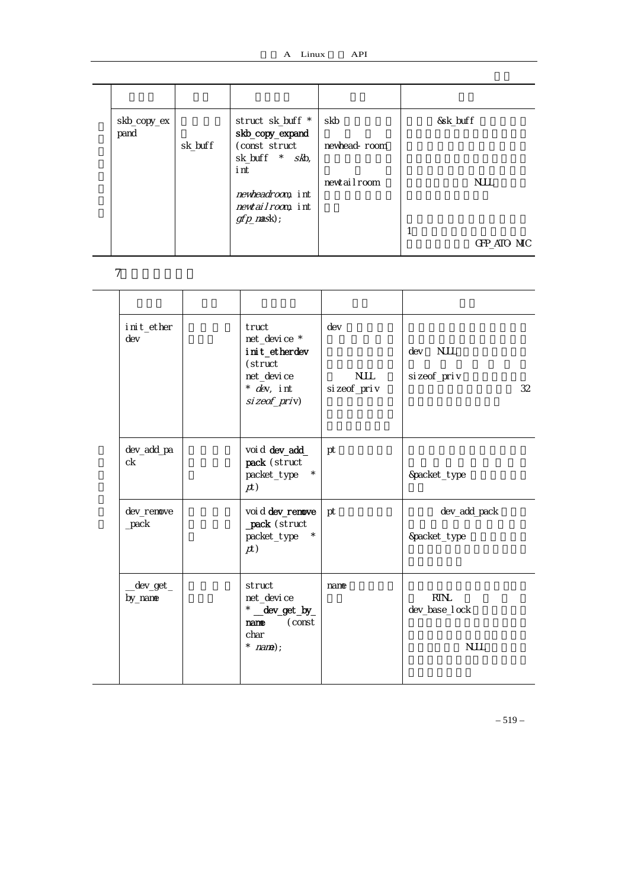| | | | | | |
|---|---|---|---|---|---|
| | skb_copy_expand | sk_buff | struct sk_buff * **skb_copy_expand** (const struct sk_buff * *skb*, int *newheadroom*, int *newtailroom*, int *gfp_mask*); | skb newhead-room newtailroom | &sk_buff NULL 1 GFP_ATOMIC |

7

| | | | | | |
|---|---|---|---|---|---|
| | | | | | |
| | init_etherdev | | truct net_device * **init_etherdev** (struct net_device * *dev*, int *sizeof_priv*) | dev NULL sizeof_priv | dev NULL sizeof_priv 32 |
| | dev_add_pack | | void **dev_add_pack** (struct packet_type * *pt*) | pt | &packet_type |
| | dev_remove_pack | | void **dev_remove_pack** (struct packet_type * *pt*) | pt | dev_add_pack &packet_type |
| | __dev_get_by_name | | struct net_device * **__dev_get_by_name** (const char * *name*); | name | RTNL dev_base_lock NULL |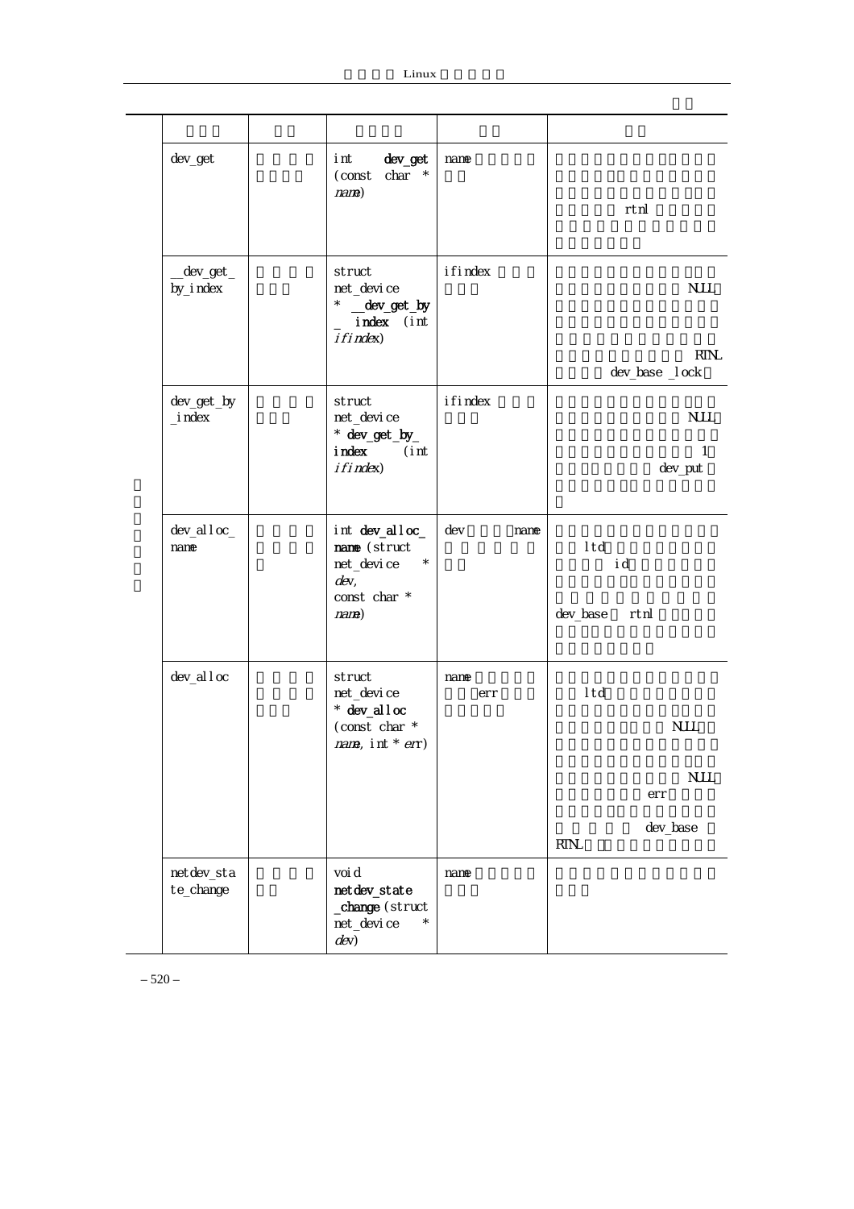| | | | | |
|---|---|---|---|---|
| dev_get | | int **dev_get** (const char * *name*) | name | rtnl |
| __dev_get_by_index | | struct net_device * **__dev_get_by_index** (int *ifindex*) | ifindex | NULL RTNL dev_base _lock |
| dev_get_by_index | | struct net_device * **dev_get_by_index** (int *ifindex*) | ifindex | NULL 1 dev_put |
| dev_alloc_name | | int **dev_alloc_name** (struct net_device * *dev*, const char * *name*) | dev name | ltd id dev_base rtnl |
| dev_alloc | | struct net_device * **dev_alloc** (const char * *name*, int * *err*) | name err | ltd NULL NULL err dev_base RTNL |
| netdev_state_change | | void **netdev_state_change** (struct net_device * *dev*) | name | |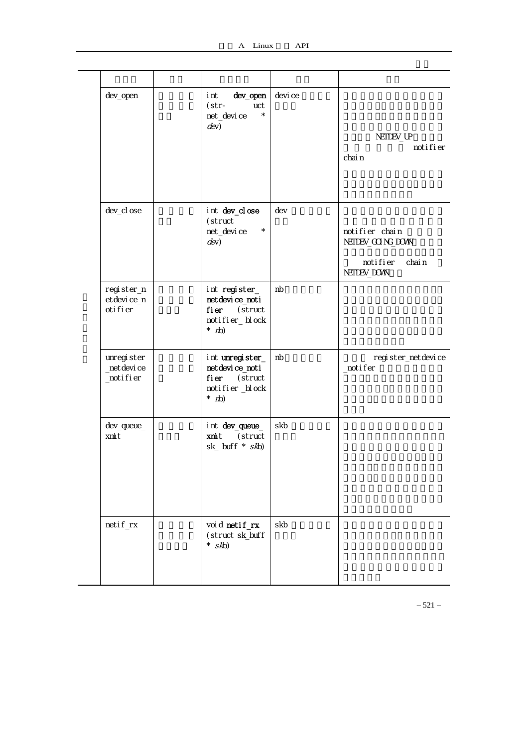| | | | | |
|---|---|---|---|---|
| dev_open | | int **dev_open** (struct net_device * *dev*) | device | NETDEV_UP notifier chain |
| dev_close | | int **dev_close** (struct net_device * *dev*) | dev | notifier chain NETDEV_GOING_DOWN notifier chain NETDEV_DOWN |
| register_netdevice_notifier | | int **register_netdevice_notifier** (struct notifier_block * *nb*) | nb | |
| unregister_netdevice_notifier | | int **unregister_netdevice_notifier** (struct notifier_block * *nb*) | nb | register_netdevice_notifer |
| dev_queue_xmit | | int **dev_queue_xmit** (struct sk_buff * *skb*) | skb | |
| netif_rx | | void **netif_rx** (struct sk_buff * *skb*) | skb | |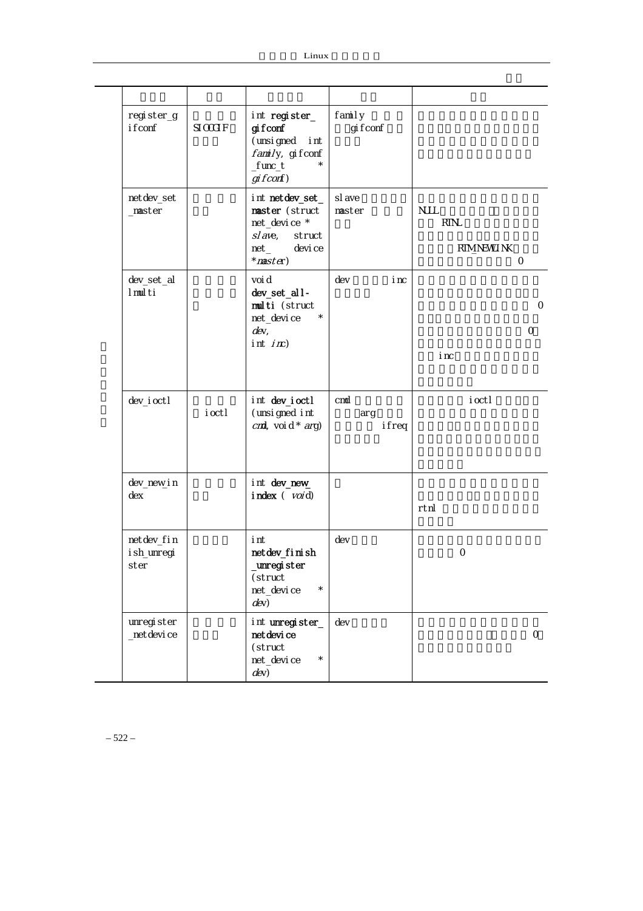| | | | | |
|---|---|---|---|---|
| register_gifconf | SIOCGIF | int **register_gifconf** (unsigned int *family*, gifconf_func_t * *gifconf*) | family gifconf | |
| netdev_set_master | | int **netdev_set_master** (struct net_device * *slave*, struct net_device *\*master*) | slave master | NULL RTNL RTM_NEWLINK 0 |
| dev_set_allmulti | | void **dev_set_all-multi** (struct net_device * *dev*, int *inc*) | dev inc | 0 0 inc |
| dev_ioctl | ioctl | int **dev_ioctl** (unsigned int *cmd*, void \* *arg*) | cmd arg ifreq | ioctl |
| dev_new_index | | int **dev_new_index** ( *void*) | | rtnl |
| netdev_finish_unregister | | int **netdev_finish_unregister** (struct net_device * *dev*) | dev | 0 |
| unregister_netdevice | | int **unregister_netdevice** (struct net_device * *dev*) | dev | 0 |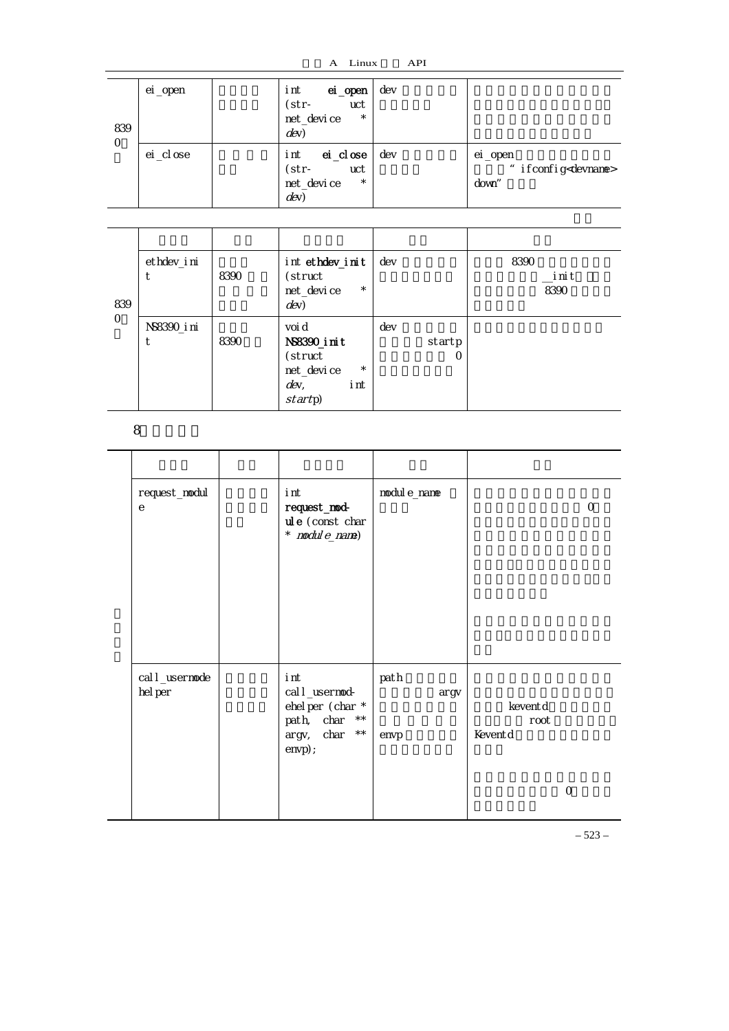| 8390 | ei_open | | int **ei_open** (struct net_device * *dev*) | dev | |
|---|---|---|---|---|---|
| | ei_close | | int **ei_close** (struct net_device * *dev*) | dev | ei_open " ifconfig<devname> down" |

| | | | | | |
|---|---|---|---|---|---|
| 8390 | ethdev_init | 8390 | int **ethdev_init** (struct net_device * *dev*) | dev | 8390 __init 8390 |
| | NS8390_init | 8390 | void **NS8390_init** (struct net_device * *dev*, int *startp*) | dev startp 0 | |

8

| | | | | | |
|---|---|---|---|---|---|
| | request_module | | int **request_module** (const char * *module_name*) | module_name | 0 |
| | call_usermodehelper | | int call_usermodehelper (char * path, char ** argv, char ** envp); | path argv envp | keventd root Keventd 0 |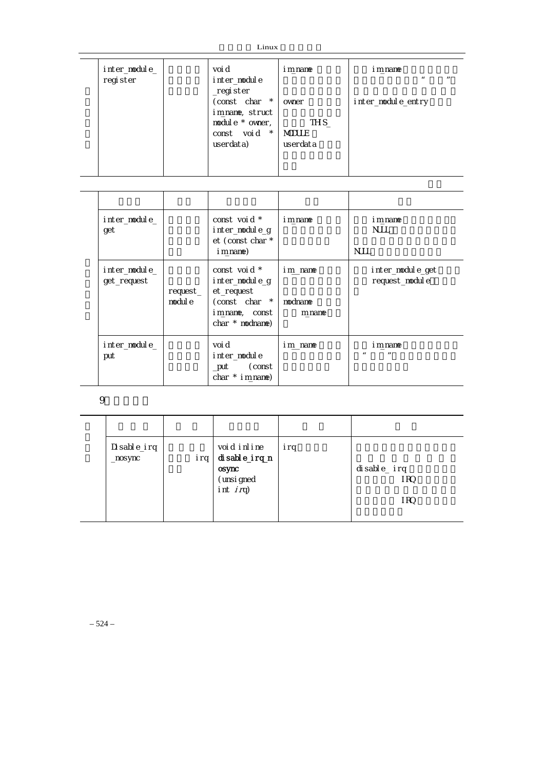| | inter_module_register | | void inter_module_register (const char * im_name, struct module * owner, const void * userdata) | im_name owner THIS_MODULE userdata | im_name " " inter_module_entry |
|---|---|---|---|---|---|

| | | | | | |
|---|---|---|---|---|---|
| | inter_module_get | | const void * inter_module_get (const char * im_name) | im_name | im_name NULL NULL |
| | inter_module_get_request | request_module | const void * inter_module_get_request (const char * im_name, const char * modname) | im_name modname m_name | inter_module_get request_module |
| | inter_module_put | | void inter_module_put (const char * im_name) | im_name | im_name " " |

9

| | | | | | |
|---|---|---|---|---|---|
| | | | | | |
| | Disable_irq_nosync | irq | void inline **disable_irq_nosync** (unsigned int *irq*) | irq | disable_irq IRQ IRQ |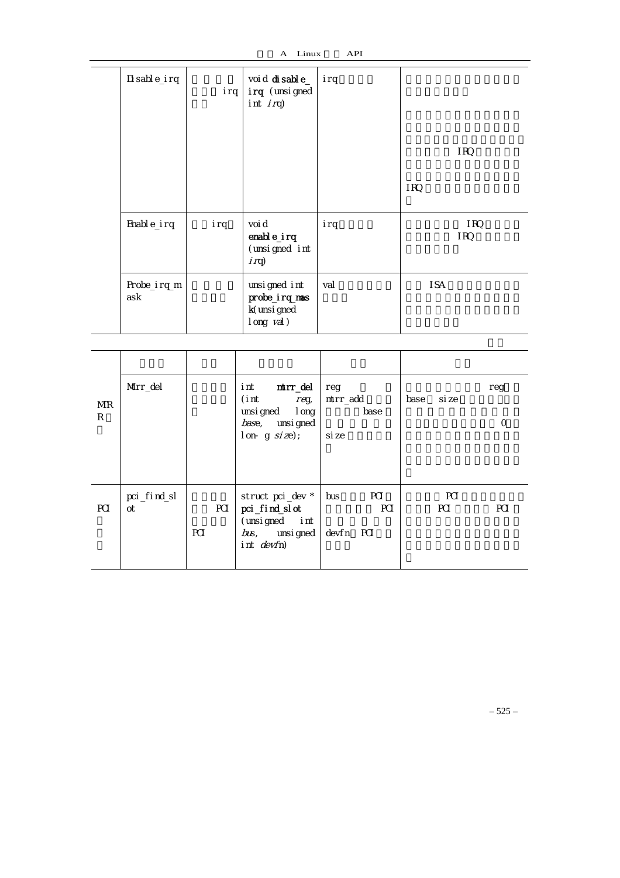| | Disable_irq | irq | void **disable_irq** (unsigned int *irq*) | irq | IRQ IRQ |
|---|---|---|---|---|---|
| | Enable_irq | irq | void **enable_irq** (unsigned int *irq*) | irq | IRQ IRQ |
| | Probe_irq_mask | | unsigned int **probe_irq_mask**(unsigned long *val*) | val | ISA |

| | | | | | |
|---|---|---|---|---|---|
| MTRR | Mtrr_del | | int **mtrr_del** (int *reg*, unsigned long *base*, unsigned lon- g *size*); | reg mtrr_add base size | reg base size 0 |
| PCI | pci_find_slot | PCI PCI | struct pci_dev * **pci_find_slot** (unsigned int *bus*, unsigned int *devfn*) | bus PCI PCI devfn PCI | PCI PCI PCI |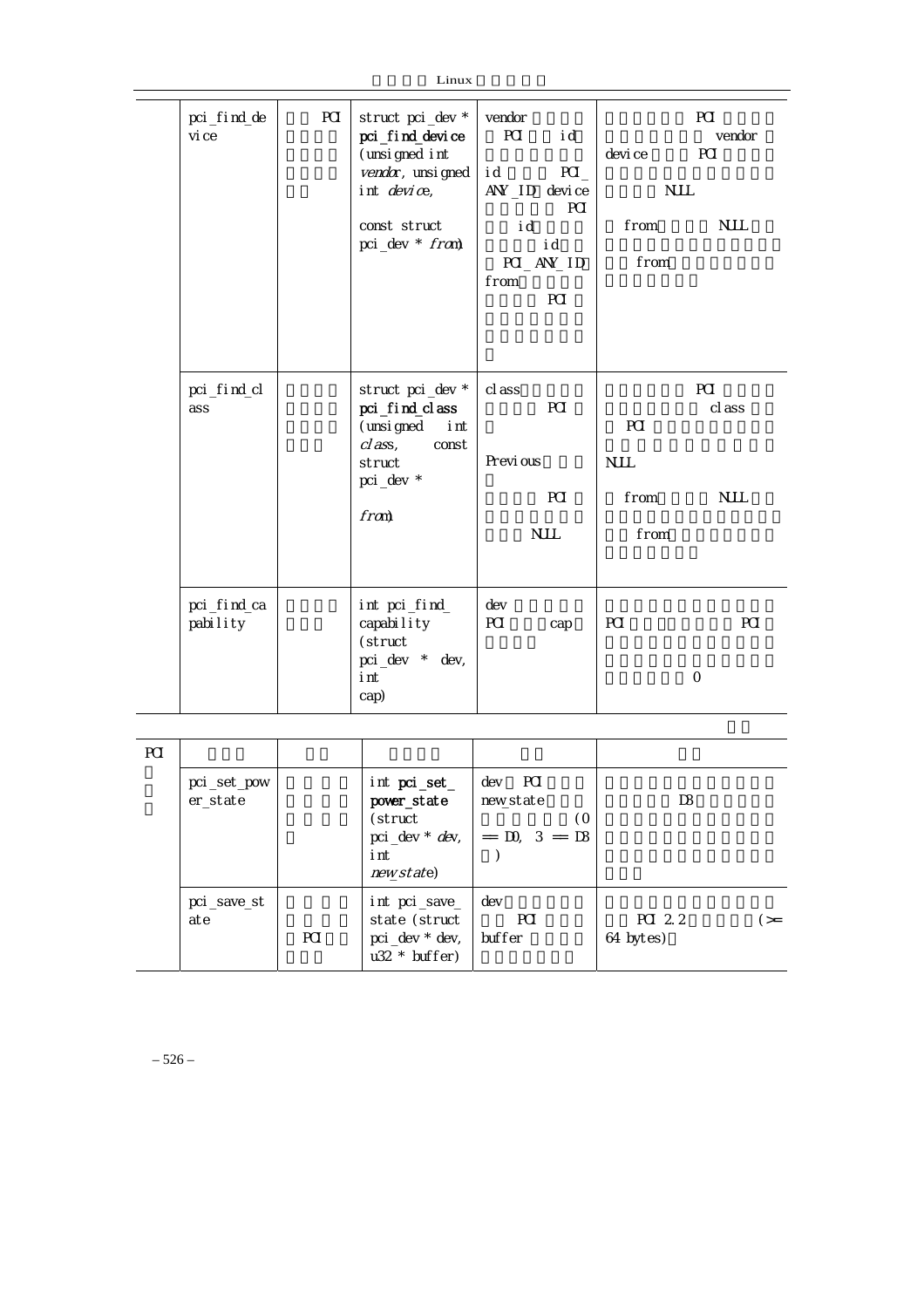| | pci_find_device | PCI | struct pci_dev * pci_find_device (unsigned int *vendor*, unsigned int *device*, const struct pci_dev * *from*) | vendor PCI id id PCI_ ANY_ID device PCI id id PCI_ ANY_ID from PCI | PCI vendor device PCI NULL from NULL from |
|---|---|---|---|---|---|
| | pci_find_class | | struct pci_dev * pci_find_class (unsigned int *class*, const struct pci_dev * *from*) | class PCI Previous PCI NULL | PCI class PCI NULL from NULL from |
| | pci_find_capability | | int pci_find_ capability (struct pci_dev * dev, int cap) | dev PCI cap | PCI PCI 0 |

| PCI | | | | | |
|---|---|---|---|---|---|
| | pci_set_power_state | | int **pci_set_ power_state** (struct pci_dev * *dev*, int *new_state*) | dev PCI new_state (0 == D0, 3 == D3 ) | D3 |
| | pci_save_state | PCI | int pci_save_ state (struct pci_dev * dev, u32 * buffer) | dev PCI buffer | PCI 2.2 (>= 64 bytes) |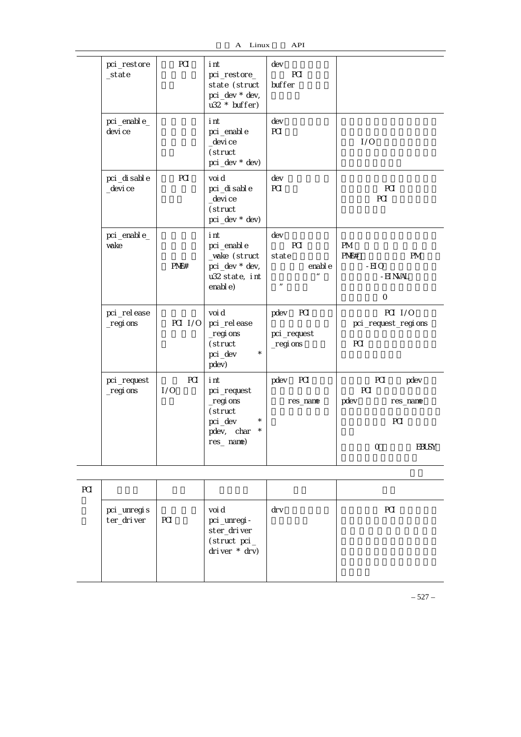| pci_restore_state | PCI | int pci_restore_state (struct pci_dev * dev, u32 * buffer) | dev PCI buffer | |
|---|---|---|---|---|
| pci_enable_device | | int pci_enable_device (struct pci_dev * dev) | dev PCI | I/O |
| pci_disable_device | PCI | void pci_disable_device (struct pci_dev * dev) | dev PCI | PCI PCI |
| pci_enable_wake | PME# | int pci_enable_wake (struct pci_dev * dev, u32 state, int enable) | dev PCI state enable " " | PM PME# PM -EIO -EINVAL 0 |
| pci_release_regions | PCI I/O | void pci_release_regions (struct pci_dev * pdev) | pdev PCI pci_request_regions | PCI I/O pci_request_regions PCI |
| pci_request_regions | PCI I/O | int pci_request_regions (struct pci_dev * pdev, char * res_ name) | pdev PCI res_name | PCI pdev PCI pdev res_name PCI 0 EBUSY |

| PCI | | | | | |
|---|---|---|---|---|---|
| | pci_unregister_driver | PCI | void pci_unregister_driver (struct pci_driver * drv) | drv | PCI |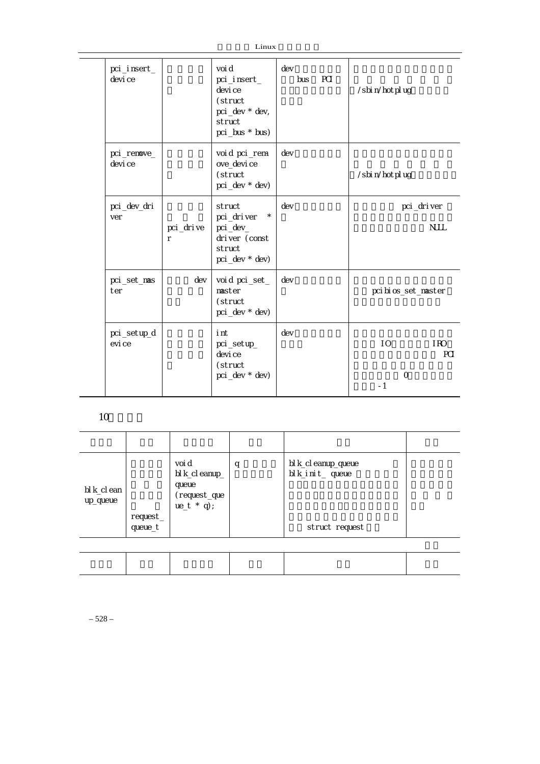| pci_insert_device | | void pci_insert_device (struct pci_dev * dev, struct pci_bus * bus) | dev bus PCI | /sbin/hotplug |
|---|---|---|---|---|
| pci_remove_device | | void pci_remove_device (struct pci_dev * dev) | dev | /sbin/hotplug |
| pci_dev_driver | pci_driver | struct pci_driver * pci_dev_driver (const struct pci_dev * dev) | dev | pci_driver NULL |
| pci_set_master | dev | void pci_set_master (struct pci_dev * dev) | dev | pcibios_set_master |
| pci_setup_device | | int pci_setup_device (struct pci_dev * dev) | dev | IO IRQ PCI 0 -1 |

10

| | | | | | |
|---|---|---|---|---|---|
| blk_cleanup_queue | request_queue_t | void blk_cleanup_queue (request_queue_t * q); | q | blk_cleanup_queue blk_init_ queue struct request | |
| | | | | | |
| | | | | | |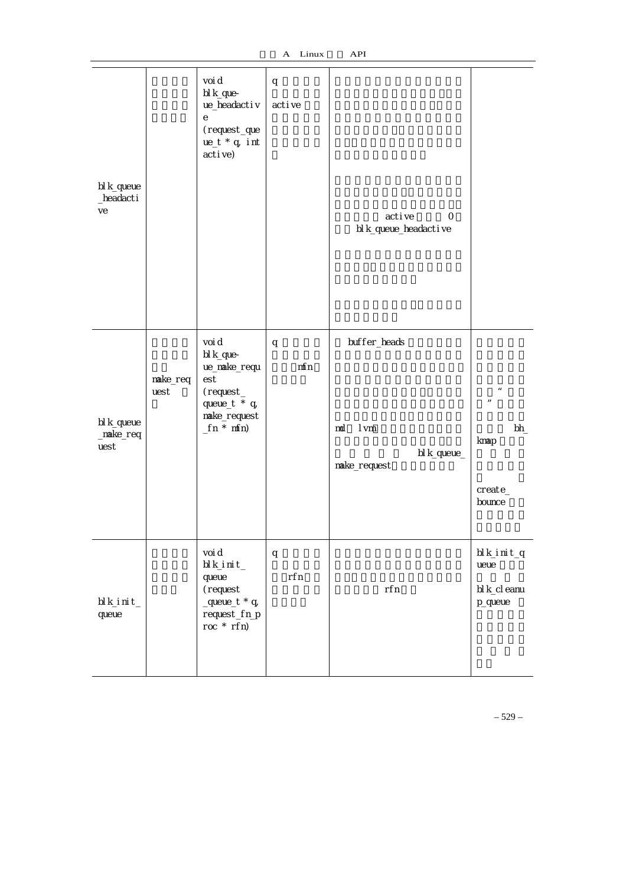| | | | | | |
|---|---|---|---|---|---|
| blk_queue_headactive | | void blk_queue_headactive (request_queue_t * q, int active) | q active | active 0 blk_queue_headactive | |
| blk_queue_make_request | make_request | void blk_queue_make_request (request_queue_t * q, make_request_fn * mfn) | q mfn | buffer_heads md lvm blk_queue_make_request | “ ” bh_kmap create_bounce |
| blk_init_queue | | void blk_init_queue (request_queue_t * q, request_fn_proc * rfn) | q rfn | rfn | blk_init_queue blk_cleanup_queue |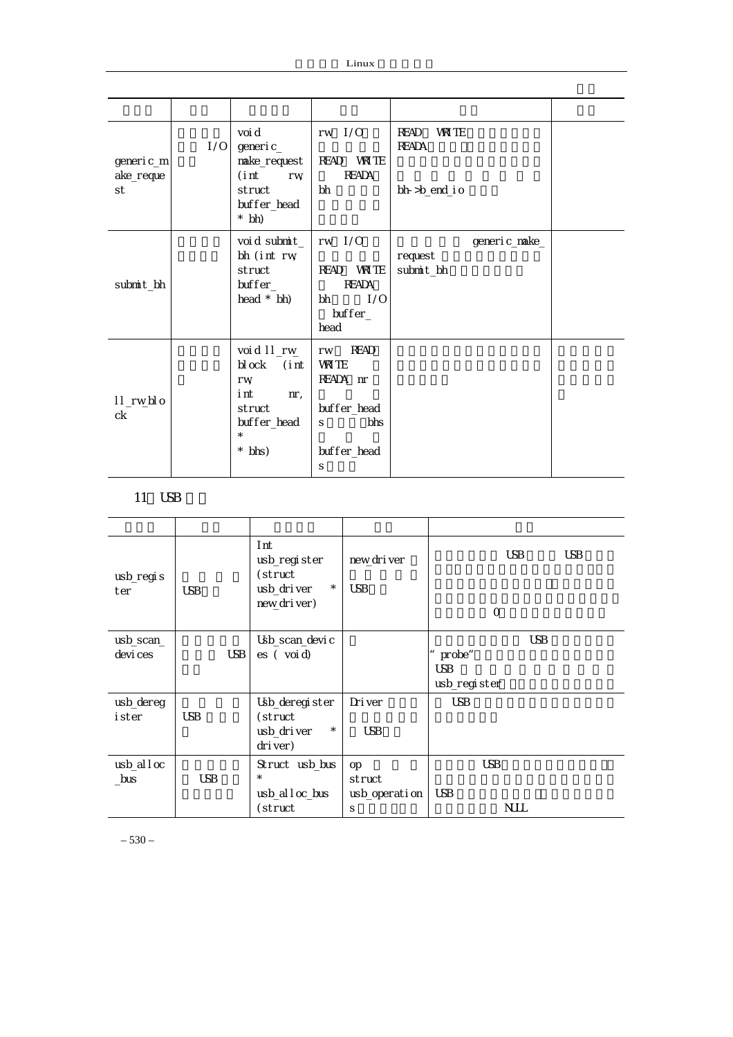| | | | | | |
|---|---|---|---|---|---|
| generic_make_request | I/O | void generic_make_request (int rw, struct buffer_head * bh) | rw I/O READ WRITE READA bh | READ WRITE READA bh->b_end_io | |
| submit_bh | | void submit_bh (int rw, struct buffer_head * bh) | rw I/O READ WRITE READA bh I/O buffer_head | generic_make_request submit_bh | |
| ll_rw_block | | void ll_rw_block (int rw, int nr, struct buffer_head * * bhs) | rw READ WRITE READA nr buffer_heads bhs buffer_heads | | |

11 USB

| | | | | |
|---|---|---|---|---|
| usb_register | USB | Int usb_register (struct usb_driver * new_driver) | new_driver USB | USB USB 0 |
| usb_scan_devices | USB | Usb_scan_devices ( void) | | USB "probe" USB usb_register |
| usb_deregister | USB | Usb_deregister (struct usb_driver * driver) | Driver USB | USB |
| usb_alloc_bus | USB | Struct usb_bus * usb_alloc_bus (struct | op struct usb_operations | USB USB NULL |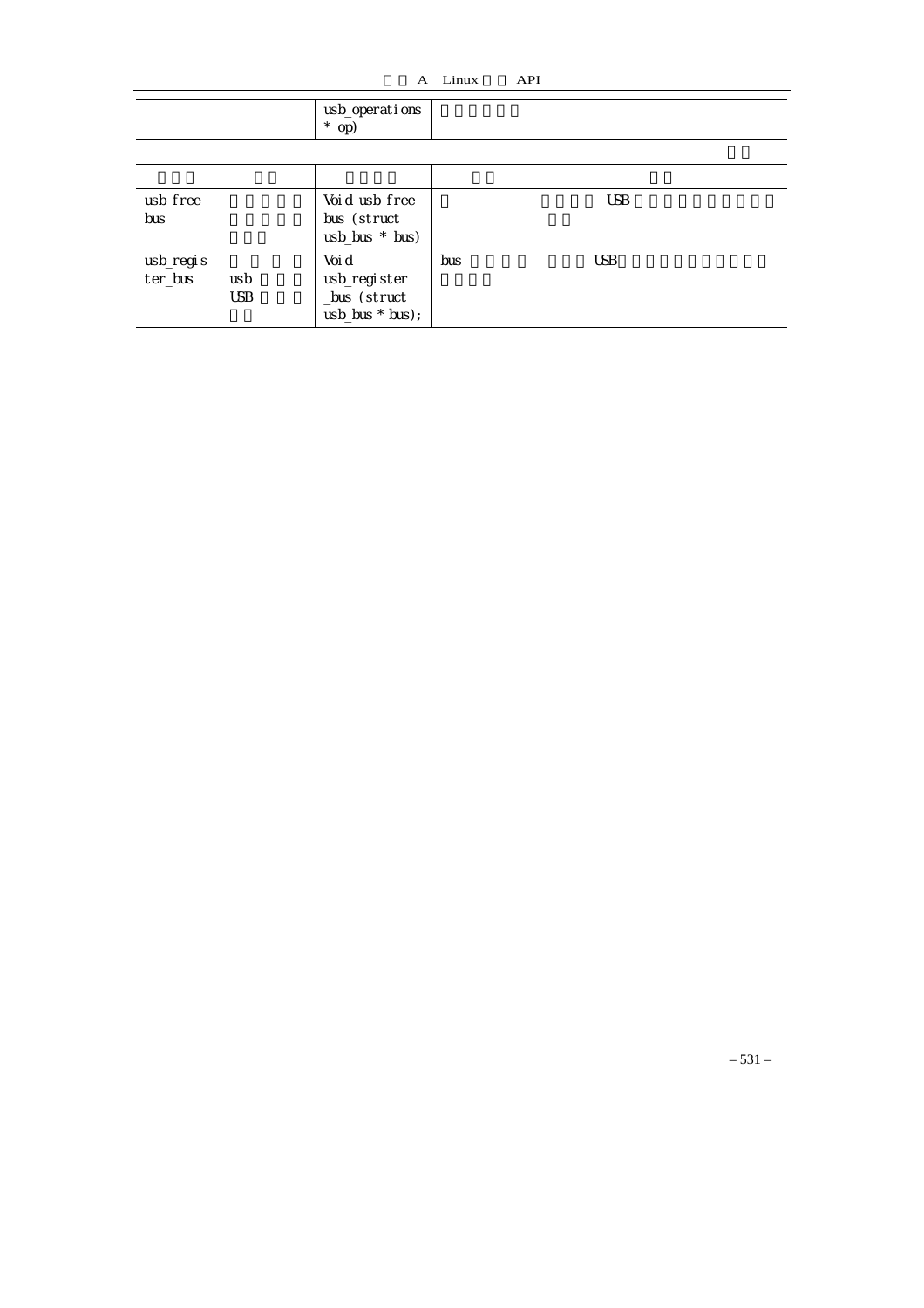| | | usb_operations * op) | | |
|---|---|---|---|---|

| | | | | |
|---|---|---|---|---|
| | | | | |
| usb_free_bus | | Void usb_free_bus (struct usb_bus * bus) | | USB |
| usb_register_bus | usb USB | Void usb_register_bus (struct usb_bus * bus); | bus | USB |